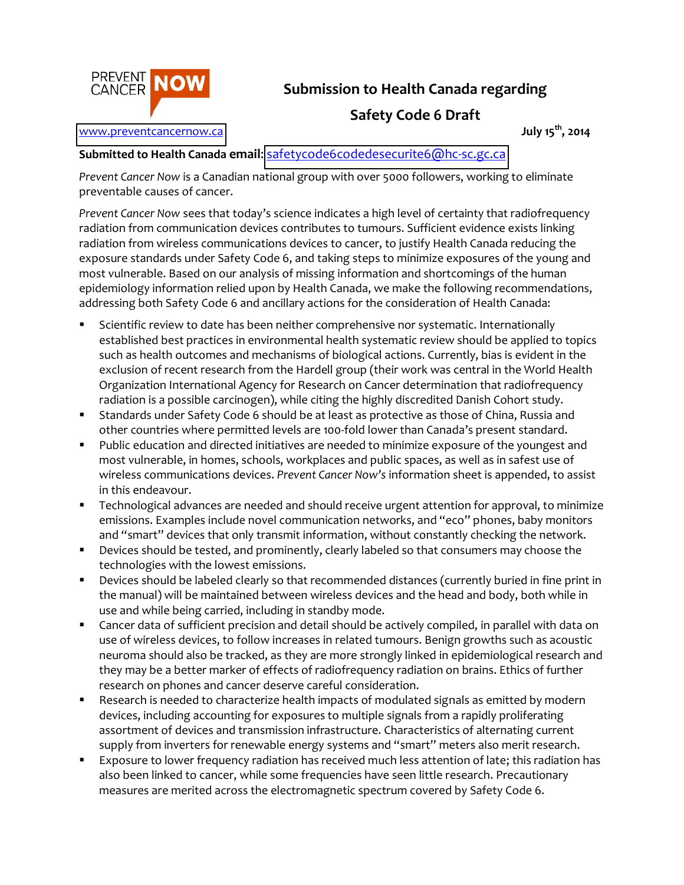PREVENT CANCER NOW

# Submission to Health Canada regarding Safety Code 6 Draft

www.preventcancernow.ca

**July 15th, 2014**

**Submitted to Health Canada email**: safetycode6codedesecurite6@hc-sc.gc.ca

*Prevent Cancer Now* is a Canadian national group with over 5000 followers, working to eliminate preventable causes of cancer.

*Prevent Cancer Now* sees that today's science indicates a high level of certainty that radiofrequency radiation from communication devices contributes to tumours. Sufficient evidence exists linking radiation from wireless communications devices to cancer, to justify Health Canada reducing the exposure standards under Safety Code 6, and taking steps to minimize exposures of the young and most vulnerable. Based on our analysis of missing information and shortcomings of the human epidemiology information relied upon by Health Canada, we make the following recommendations, addressing both Safety Code 6 and ancillary actions for the consideration of Health Canada:

- Scientific review to date has been neither comprehensive nor systematic. Internationally established best practices in environmental health systematic review should be applied to topics such as health outcomes and mechanisms of biological actions. Currently, bias is evident in the exclusion of recent research from the Hardell group (their work was central in the World Health Organization International Agency for Research on Cancer determination that radiofrequency radiation is a possible carcinogen), while citing the highly discredited Danish Cohort study.
- Standards under Safety Code 6 should be at least as protective as those of China, Russia and other countries where permitted levels are 100-fold lower than Canada's present standard.
- Public education and directed initiatives are needed to minimize exposure of the youngest and most vulnerable, in homes, schools, workplaces and public spaces, as well as in safest use of wireless communications devices. *Prevent Cancer Now's* information sheet is appended, to assist in this endeavour.
- Technological advances are needed and should receive urgent attention for approval, to minimize emissions. Examples include novel communication networks, and "eco" phones, baby monitors and "smart" devices that only transmit information, without constantly checking the network.
- Devices should be tested, and prominently, clearly labeled so that consumers may choose the technologies with the lowest emissions.
- Devices should be labeled clearly so that recommended distances (currently buried in fine print in the manual) will be maintained between wireless devices and the head and body, both while in use and while being carried, including in standby mode.
- Cancer data of sufficient precision and detail should be actively compiled, in parallel with data on use of wireless devices, to follow increases in related tumours. Benign growths such as acoustic neuroma should also be tracked, as they are more strongly linked in epidemiological research and they may be a better marker of effects of radiofrequency radiation on brains. Ethics of further research on phones and cancer deserve careful consideration.
- Research is needed to characterize health impacts of modulated signals as emitted by modern devices, including accounting for exposures to multiple signals from a rapidly proliferating assortment of devices and transmission infrastructure. Characteristics of alternating current supply from inverters for renewable energy systems and "smart" meters also merit research.
- Exposure to lower frequency radiation has received much less attention of late; this radiation has also been linked to cancer, while some frequencies have seen little research. Precautionary measures are merited across the electromagnetic spectrum covered by Safety Code 6.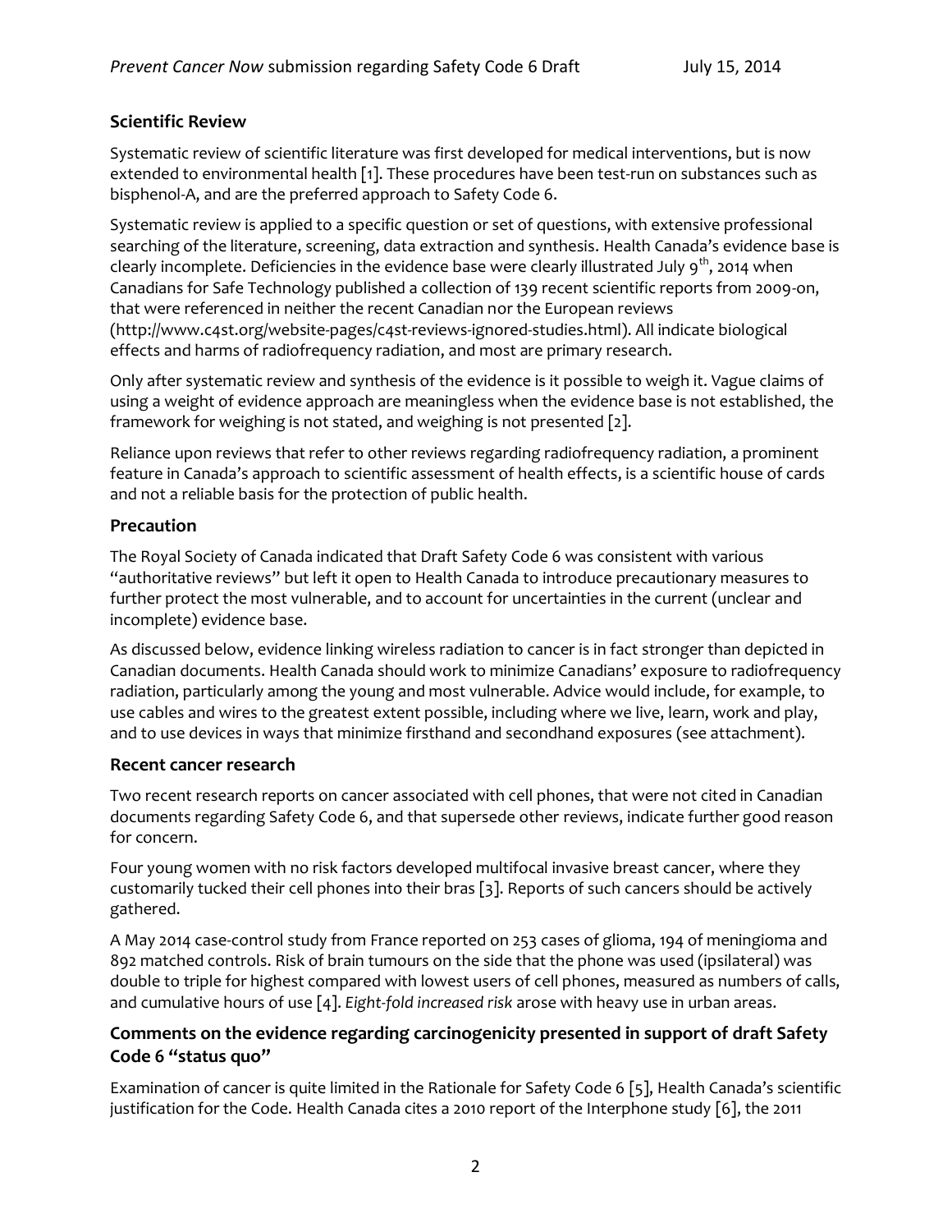## Scientific Review

Systematic review of scientific literature was first developed for medical interventions, but is now extended to environmental health [1]. These procedures have been test-run on substances such as bisphenol-A, and are the preferred approach to Safety Code 6.

Systematic review is applied to a specific question or set of questions, with extensive professional searching of the literature, screening, data extraction and synthesis. Health Canada's evidence base is clearly incomplete. Deficiencies in the evidence base were clearly illustrated July 9th, 2014 when Canadians for Safe Technology published a collection of 139 recent scientific reports from 2009-on, that were referenced in neither the recent Canadian nor the European reviews (http://www.c4st.org/website-pages/c4st-reviews-ignored-studies.html). All indicate biological effects and harms of radiofrequency radiation, and most are primary research.

Only after systematic review and synthesis of the evidence is it possible to weigh it. Vague claims of using a weight of evidence approach are meaningless when the evidence base is not established, the framework for weighing is not stated, and weighing is not presented [2].

Reliance upon reviews that refer to other reviews regarding radiofrequency radiation, a prominent feature in Canada's approach to scientific assessment of health effects, is a scientific house of cards and not a reliable basis for the protection of public health.

## Precaution

The Royal Society of Canada indicated that Draft Safety Code 6 was consistent with various "authoritative reviews" but left it open to Health Canada to introduce precautionary measures to further protect the most vulnerable, and to account for uncertainties in the current (unclear and incomplete) evidence base.

As discussed below, evidence linking wireless radiation to cancer is in fact stronger than depicted in Canadian documents. Health Canada should work to minimize Canadians' exposure to radiofrequency radiation, particularly among the young and most vulnerable. Advice would include, for example, to use cables and wires to the greatest extent possible, including where we live, learn, work and play, and to use devices in ways that minimize firsthand and secondhand exposures (see attachment).

## Recent cancer research

Two recent research reports on cancer associated with cell phones, that were not cited in Canadian documents regarding Safety Code 6, and that supersede other reviews, indicate further good reason for concern.

Four young women with no risk factors developed multifocal invasive breast cancer, where they customarily tucked their cell phones into their bras [3]. Reports of such cancers should be actively gathered.

A May 2014 case-control study from France reported on 253 cases of glioma, 194 of meningioma and 892 matched controls. Risk of brain tumours on the side that the phone was used (ipsilateral) was double to triple for highest compared with lowest users of cell phones, measured as numbers of calls, and cumulative hours of use [4]. *Eight-fold increased risk* arose with heavy use in urban areas.

## Comments on the evidence regarding carcinogenicity presented in support of draft Safety Code 6 "status quo"

Examination of cancer is quite limited in the Rationale for Safety Code 6 [5], Health Canada's scientific justification for the Code. Health Canada cites a 2010 report of the Interphone study [6], the 2011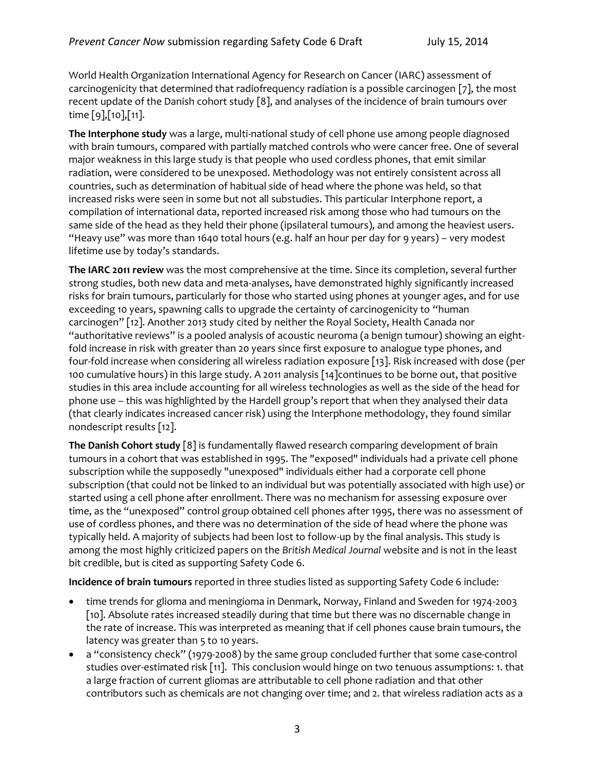World Health Organization International Agency for Research on Cancer (IARC) assessment of carcinogenicity that determined that radiofrequency radiation is a possible carcinogen [7], the most recent update of the Danish cohort study [8], and analyses of the incidence of brain tumours over time [9],[10],[11].

**The Interphone study** was a large, multi-national study of cell phone use among people diagnosed with brain tumours, compared with partially matched controls who were cancer free. One of several major weakness in this large study is that people who used cordless phones, that emit similar radiation, were considered to be unexposed. Methodology was not entirely consistent across all countries, such as determination of habitual side of head where the phone was held, so that increased risks were seen in some but not all substudies. This particular Interphone report, a compilation of international data, reported increased risk among those who had tumours on the same side of the head as they held their phone (ipsilateral tumours), and among the heaviest users. "Heavy use" was more than 1640 total hours (e.g. half an hour per day for 9 years) – very modest lifetime use by today's standards.

**The IARC 2011 review** was the most comprehensive at the time. Since its completion, several further strong studies, both new data and meta-analyses, have demonstrated highly significantly increased risks for brain tumours, particularly for those who started using phones at younger ages, and for use exceeding 10 years, spawning calls to upgrade the certainty of carcinogenicity to "human carcinogen" [12]. Another 2013 study cited by neither the Royal Society, Health Canada nor "authoritative reviews" is a pooled analysis of acoustic neuroma (a benign tumour) showing an eight-fold increase in risk with greater than 20 years since first exposure to analogue type phones, and four-fold increase when considering all wireless radiation exposure [13]. Risk increased with dose (per 100 cumulative hours) in this large study. A 2011 analysis [14]continues to be borne out, that positive studies in this area include accounting for all wireless technologies as well as the side of the head for phone use – this was highlighted by the Hardell group's report that when they analysed their data (that clearly indicates increased cancer risk) using the Interphone methodology, they found similar nondescript results [12].

**The Danish Cohort study** [8] is fundamentally flawed research comparing development of brain tumours in a cohort that was established in 1995. The "exposed" individuals had a private cell phone subscription while the supposedly "unexposed" individuals either had a corporate cell phone subscription (that could not be linked to an individual but was potentially associated with high use) or started using a cell phone after enrollment. There was no mechanism for assessing exposure over time, as the "unexposed" control group obtained cell phones after 1995, there was no assessment of use of cordless phones, and there was no determination of the side of head where the phone was typically held. A majority of subjects had been lost to follow-up by the final analysis. This study is among the most highly criticized papers on the *British Medical Journal* website and is not in the least bit credible, but is cited as supporting Safety Code 6.

**Incidence of brain tumours** reported in three studies listed as supporting Safety Code 6 include:

- time trends for glioma and meningioma in Denmark, Norway, Finland and Sweden for 1974-2003 [10]. Absolute rates increased steadily during that time but there was no discernable change in the rate of increase. This was interpreted as meaning that if cell phones cause brain tumours, the latency was greater than 5 to 10 years.
- a "consistency check" (1979-2008) by the same group concluded further that some case-control studies over-estimated risk [11]. This conclusion would hinge on two tenuous assumptions: 1. that a large fraction of current gliomas are attributable to cell phone radiation and that other contributors such as chemicals are not changing over time; and 2. that wireless radiation acts as a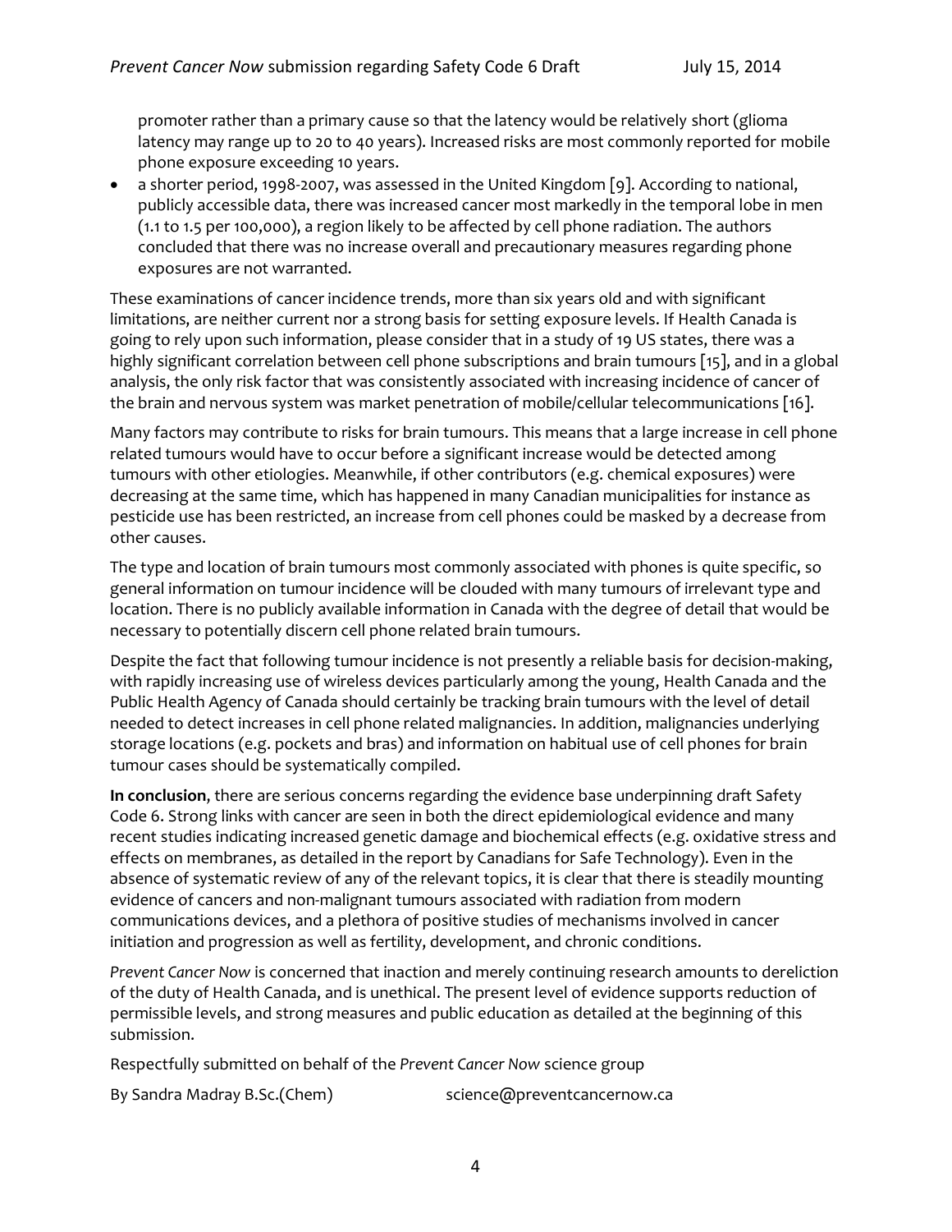promoter rather than a primary cause so that the latency would be relatively short (glioma latency may range up to 20 to 40 years). Increased risks are most commonly reported for mobile phone exposure exceeding 10 years.

- a shorter period, 1998-2007, was assessed in the United Kingdom [9]. According to national, publicly accessible data, there was increased cancer most markedly in the temporal lobe in men (1.1 to 1.5 per 100,000), a region likely to be affected by cell phone radiation. The authors concluded that there was no increase overall and precautionary measures regarding phone exposures are not warranted.

These examinations of cancer incidence trends, more than six years old and with significant limitations, are neither current nor a strong basis for setting exposure levels. If Health Canada is going to rely upon such information, please consider that in a study of 19 US states, there was a highly significant correlation between cell phone subscriptions and brain tumours [15], and in a global analysis, the only risk factor that was consistently associated with increasing incidence of cancer of the brain and nervous system was market penetration of mobile/cellular telecommunications [16].

Many factors may contribute to risks for brain tumours. This means that a large increase in cell phone related tumours would have to occur before a significant increase would be detected among tumours with other etiologies. Meanwhile, if other contributors (e.g. chemical exposures) were decreasing at the same time, which has happened in many Canadian municipalities for instance as pesticide use has been restricted, an increase from cell phones could be masked by a decrease from other causes.

The type and location of brain tumours most commonly associated with phones is quite specific, so general information on tumour incidence will be clouded with many tumours of irrelevant type and location. There is no publicly available information in Canada with the degree of detail that would be necessary to potentially discern cell phone related brain tumours.

Despite the fact that following tumour incidence is not presently a reliable basis for decision-making, with rapidly increasing use of wireless devices particularly among the young, Health Canada and the Public Health Agency of Canada should certainly be tracking brain tumours with the level of detail needed to detect increases in cell phone related malignancies. In addition, malignancies underlying storage locations (e.g. pockets and bras) and information on habitual use of cell phones for brain tumour cases should be systematically compiled.

**In conclusion**, there are serious concerns regarding the evidence base underpinning draft Safety Code 6. Strong links with cancer are seen in both the direct epidemiological evidence and many recent studies indicating increased genetic damage and biochemical effects (e.g. oxidative stress and effects on membranes, as detailed in the report by Canadians for Safe Technology). Even in the absence of systematic review of any of the relevant topics, it is clear that there is steadily mounting evidence of cancers and non-malignant tumours associated with radiation from modern communications devices, and a plethora of positive studies of mechanisms involved in cancer initiation and progression as well as fertility, development, and chronic conditions.

*Prevent Cancer Now* is concerned that inaction and merely continuing research amounts to dereliction of the duty of Health Canada, and is unethical. The present level of evidence supports reduction of permissible levels, and strong measures and public education as detailed at the beginning of this submission.

Respectfully submitted on behalf of the *Prevent Cancer Now* science group

By Sandra Madray B.Sc.(Chem) science@preventcancernow.ca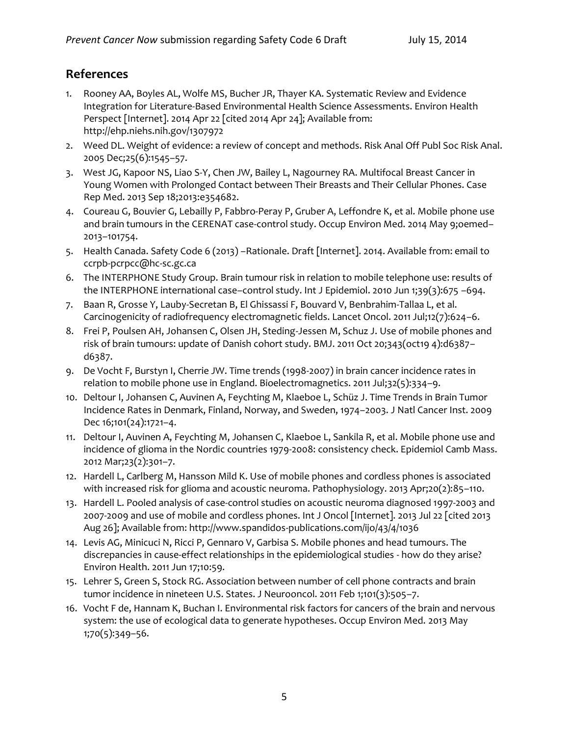## References

1. Rooney AA, Boyles AL, Wolfe MS, Bucher JR, Thayer KA. Systematic Review and Evidence Integration for Literature-Based Environmental Health Science Assessments. Environ Health Perspect [Internet]. 2014 Apr 22 [cited 2014 Apr 24]; Available from: http://ehp.niehs.nih.gov/1307972
2. Weed DL. Weight of evidence: a review of concept and methods. Risk Anal Off Publ Soc Risk Anal. 2005 Dec;25(6):1545–57.
3. West JG, Kapoor NS, Liao S-Y, Chen JW, Bailey L, Nagourney RA. Multifocal Breast Cancer in Young Women with Prolonged Contact between Their Breasts and Their Cellular Phones. Case Rep Med. 2013 Sep 18;2013:e354682.
4. Coureau G, Bouvier G, Lebailly P, Fabbro-Peray P, Gruber A, Leffondre K, et al. Mobile phone use and brain tumours in the CERENAT case-control study. Occup Environ Med. 2014 May 9;oemed–2013–101754.
5. Health Canada. Safety Code 6 (2013) –Rationale. Draft [Internet]. 2014. Available from: email to ccrpb-pcrpcc@hc-sc.gc.ca
6. The INTERPHONE Study Group. Brain tumour risk in relation to mobile telephone use: results of the INTERPHONE international case–control study. Int J Epidemiol. 2010 Jun 1;39(3):675 –694.
7. Baan R, Grosse Y, Lauby-Secretan B, El Ghissassi F, Bouvard V, Benbrahim-Tallaa L, et al. Carcinogenicity of radiofrequency electromagnetic fields. Lancet Oncol. 2011 Jul;12(7):624–6.
8. Frei P, Poulsen AH, Johansen C, Olsen JH, Steding-Jessen M, Schuz J. Use of mobile phones and risk of brain tumours: update of Danish cohort study. BMJ. 2011 Oct 20;343(oct19 4):d6387–d6387.
9. De Vocht F, Burstyn I, Cherrie JW. Time trends (1998-2007) in brain cancer incidence rates in relation to mobile phone use in England. Bioelectromagnetics. 2011 Jul;32(5):334–9.
10. Deltour I, Johansen C, Auvinen A, Feychting M, Klaeboe L, Schüz J. Time Trends in Brain Tumor Incidence Rates in Denmark, Finland, Norway, and Sweden, 1974–2003. J Natl Cancer Inst. 2009 Dec 16;101(24):1721–4.
11. Deltour I, Auvinen A, Feychting M, Johansen C, Klaeboe L, Sankila R, et al. Mobile phone use and incidence of glioma in the Nordic countries 1979-2008: consistency check. Epidemiol Camb Mass. 2012 Mar;23(2):301–7.
12. Hardell L, Carlberg M, Hansson Mild K. Use of mobile phones and cordless phones is associated with increased risk for glioma and acoustic neuroma. Pathophysiology. 2013 Apr;20(2):85–110.
13. Hardell L. Pooled analysis of case-control studies on acoustic neuroma diagnosed 1997-2003 and 2007-2009 and use of mobile and cordless phones. Int J Oncol [Internet]. 2013 Jul 22 [cited 2013 Aug 26]; Available from: http://www.spandidos-publications.com/ijo/43/4/1036
14. Levis AG, Minicuci N, Ricci P, Gennaro V, Garbisa S. Mobile phones and head tumours. The discrepancies in cause-effect relationships in the epidemiological studies - how do they arise? Environ Health. 2011 Jun 17;10:59.
15. Lehrer S, Green S, Stock RG. Association between number of cell phone contracts and brain tumor incidence in nineteen U.S. States. J Neurooncol. 2011 Feb 1;101(3):505–7.
16. Vocht F de, Hannam K, Buchan I. Environmental risk factors for cancers of the brain and nervous system: the use of ecological data to generate hypotheses. Occup Environ Med. 2013 May 1;70(5):349–56.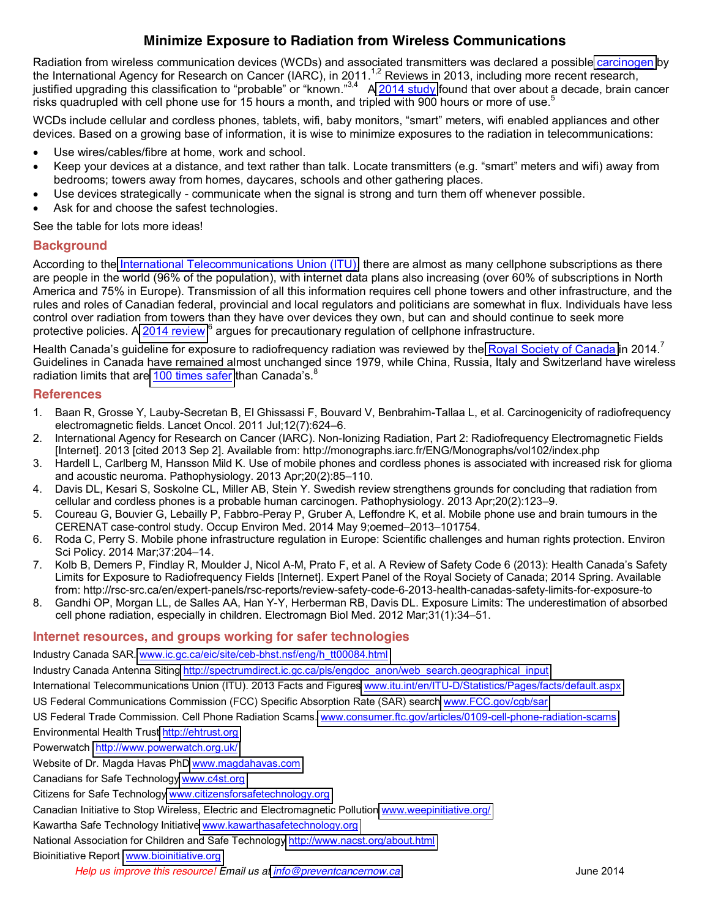# Minimize Exposure to Radiation from Wireless Communications

Radiation from wireless communication devices (WCDs) and associated transmitters was declared a possible carcinogen by the International Agency for Research on Cancer (IARC), in 2011.[1,2] Reviews in 2013, including more recent research, justified upgrading this classification to "probable" or "known."[3,4] A 2014 study found that over about a decade, brain cancer risks quadrupled with cell phone use for 15 hours a month, and tripled with 900 hours or more of use.[5]

WCDs include cellular and cordless phones, tablets, wifi, baby monitors, "smart" meters, wifi enabled appliances and other devices. Based on a growing base of information, it is wise to minimize exposures to the radiation in telecommunications:

- Use wires/cables/fibre at home, work and school.
- Keep your devices at a distance, and text rather than talk. Locate transmitters (e.g. "smart" meters and wifi) away from bedrooms; towers away from homes, daycares, schools and other gathering places.
- Use devices strategically - communicate when the signal is strong and turn them off whenever possible.
- Ask for and choose the safest technologies.

See the table for lots more ideas!

## Background

According to the International Telecommunications Union (ITU), there are almost as many cellphone subscriptions as there are people in the world (96% of the population), with internet data plans also increasing (over 60% of subscriptions in North America and 75% in Europe). Transmission of all this information requires cell phone towers and other infrastructure, and the rules and roles of Canadian federal, provincial and local regulators and politicians are somewhat in flux. Individuals have less control over radiation from towers than they have over devices they own, but can and should continue to seek more protective policies. A 2014 review[6] argues for precautionary regulation of cellphone infrastructure.

Health Canada's guideline for exposure to radiofrequency radiation was reviewed by the Royal Society of Canada in 2014.[7] Guidelines in Canada have remained almost unchanged since 1979, while China, Russia, Italy and Switzerland have wireless radiation limits that are 100 times safer than Canada's.[8]

## References

1. Baan R, Grosse Y, Lauby-Secretan B, El Ghissassi F, Bouvard V, Benbrahim-Tallaa L, et al. Carcinogenicity of radiofrequency electromagnetic fields. Lancet Oncol. 2011 Jul;12(7):624–6.
2. International Agency for Research on Cancer (IARC). Non-Ionizing Radiation, Part 2: Radiofrequency Electromagnetic Fields [Internet]. 2013 [cited 2013 Sep 2]. Available from: http://monographs.iarc.fr/ENG/Monographs/vol102/index.php
3. Hardell L, Carlberg M, Hansson Mild K. Use of mobile phones and cordless phones is associated with increased risk for glioma and acoustic neuroma. Pathophysiology. 2013 Apr;20(2):85–110.
4. Davis DL, Kesari S, Soskolne CL, Miller AB, Stein Y. Swedish review strengthens grounds for concluding that radiation from cellular and cordless phones is a probable human carcinogen. Pathophysiology. 2013 Apr;20(2):123–9.
5. Coureau G, Bouvier G, Lebailly P, Fabbro-Peray P, Gruber A, Leffondre K, et al. Mobile phone use and brain tumours in the CERENAT case-control study. Occup Environ Med. 2014 May 9;oemed–2013–101754.
6. Roda C, Perry S. Mobile phone infrastructure regulation in Europe: Scientific challenges and human rights protection. Environ Sci Policy. 2014 Mar;37:204–14.
7. Kolb B, Demers P, Findlay R, Moulder J, Nicol A-M, Prato F, et al. A Review of Safety Code 6 (2013): Health Canada's Safety Limits for Exposure to Radiofrequency Fields [Internet]. Expert Panel of the Royal Society of Canada; 2014 Spring. Available from: http://rsc-src.ca/en/expert-panels/rsc-reports/review-safety-code-6-2013-health-canadas-safety-limits-for-exposure-to
8. Gandhi OP, Morgan LL, de Salles AA, Han Y-Y, Herberman RB, Davis DL. Exposure Limits: The underestimation of absorbed cell phone radiation, especially in children. Electromagn Biol Med. 2012 Mar;31(1):34–51.

## Internet resources, and groups working for safer technologies

Industry Canada SAR. www.ic.gc.ca/eic/site/ceb-bhst.nsf/eng/h_tt00084.html

Industry Canada Antenna Siting http://spectrumdirect.ic.gc.ca/pls/engdoc_anon/web_search.geographical_input

International Telecommunications Union (ITU). 2013 Facts and Figures www.itu.int/en/ITU-D/Statistics/Pages/facts/default.aspx

US Federal Communications Commission (FCC) Specific Absorption Rate (SAR) search www.FCC.gov/cgb/sar

US Federal Trade Commission. Cell Phone Radiation Scams. www.consumer.ftc.gov/articles/0109-cell-phone-radiation-scams

Environmental Health Trust http://ehtrust.org

Powerwatch http://www.powerwatch.org.uk/

Website of Dr. Magda Havas PhD www.magdahavas.com

Canadians for Safe Technology www.c4st.org

Citizens for Safe Technology www.citizensforsafetechnology.org

Canadian Initiative to Stop Wireless, Electric and Electromagnetic Pollution www.weepinitiative.org/

Kawartha Safe Technology Initiative www.kawarthasafetechnology.org

National Association for Children and Safe Technology http://www.nacst.org/about.html

Bioinitiative Report www.bioinitiative.org

*Help us improve this resource! Email us at info@preventcancernow.ca* June 2014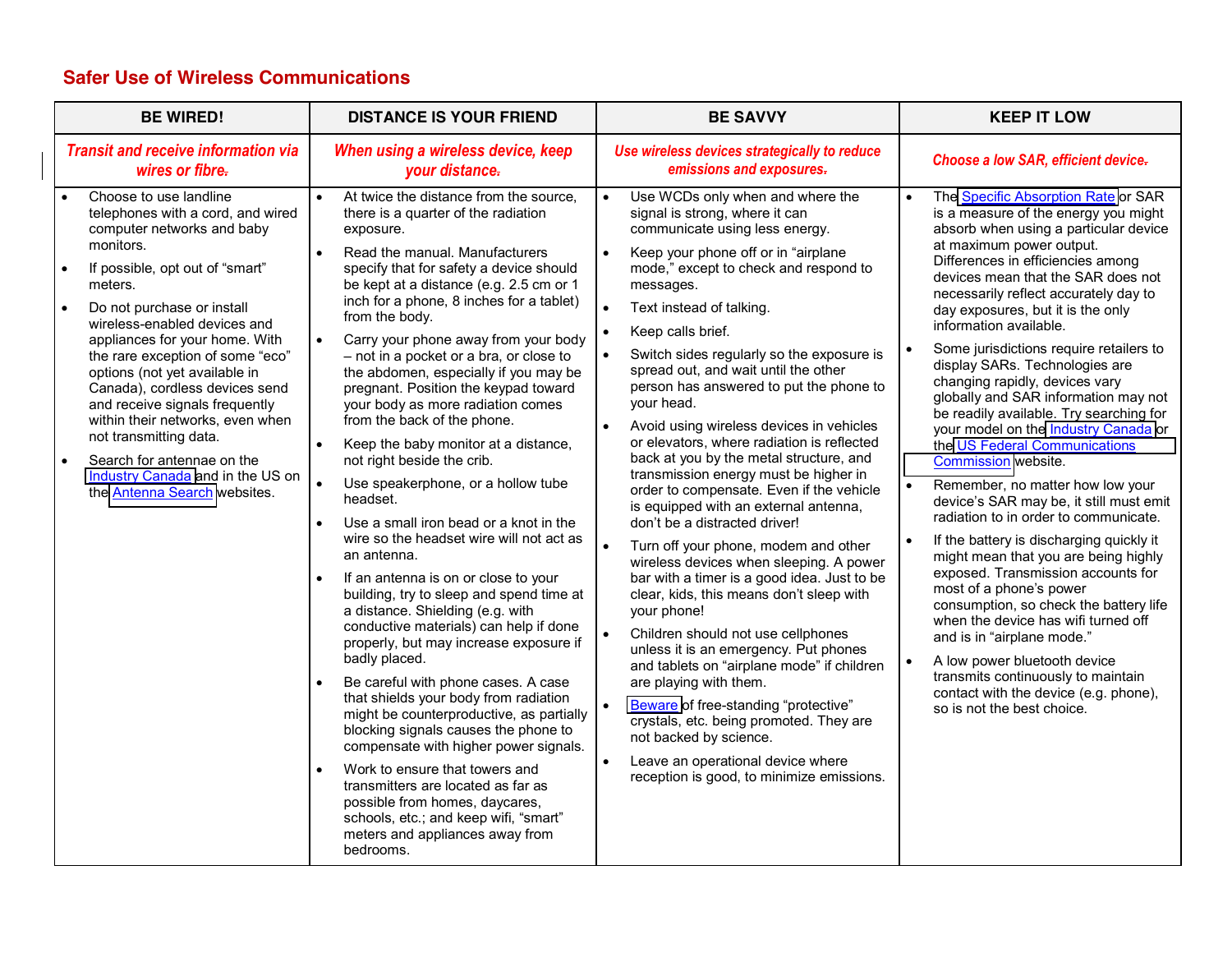## Safer Use of Wireless Communications

| BE WIRED! | DISTANCE IS YOUR FRIEND | BE SAVVY | KEEP IT LOW |
|---|---|---|---|
| ***Transit and receive information via wires or fibre.*** | ***When using a wireless device, keep your distance.*** | ***Use wireless devices strategically to reduce emissions and exposures.*** | ***Choose a low SAR, efficient device.*** |
| • Choose to use landline telephones with a cord, and wired computer networks and baby monitors.<br>• If possible, opt out of "smart" meters.<br>• Do not purchase or install wireless-enabled devices and appliances for your home. With the rare exception of some "eco" options (not yet available in Canada), cordless devices send and receive signals frequently within their networks, even when not transmitting data.<br>• Search for antennae on the Industry Canada and in the US on the Antenna Search websites. | • At twice the distance from the source, there is a quarter of the radiation exposure.<br>• Read the manual. Manufacturers specify that for safety a device should be kept at a distance (e.g. 2.5 cm or 1 inch for a phone, 8 inches for a tablet) from the body.<br>• Carry your phone away from your body – not in a pocket or a bra, or close to the abdomen, especially if you may be pregnant. Position the keypad toward your body as more radiation comes from the back of the phone.<br>• Keep the baby monitor at a distance, not right beside the crib.<br>• Use speakerphone, or a hollow tube headset.<br>• Use a small iron bead or a knot in the wire so the headset wire will not act as an antenna.<br>• If an antenna is on or close to your building, try to sleep and spend time at a distance. Shielding (e.g. with conductive materials) can help if done properly, but may increase exposure if badly placed.<br>• Be careful with phone cases. A case that shields your body from radiation might be counterproductive, as partially blocking signals causes the phone to compensate with higher power signals.<br>• Work to ensure that towers and transmitters are located as far as possible from homes, daycares, schools, etc.; and keep wifi, "smart" meters and appliances away from bedrooms. | • Use WCDs only when and where the signal is strong, where it can communicate using less energy.<br>• Keep your phone off or in "airplane mode," except to check and respond to messages.<br>• Text instead of talking.<br>• Keep calls brief.<br>• Switch sides regularly so the exposure is spread out, and wait until the other person has answered to put the phone to your head.<br>• Avoid using wireless devices in vehicles or elevators, where radiation is reflected back at you by the metal structure, and transmission energy must be higher in order to compensate. Even if the vehicle is equipped with an external antenna, don't be a distracted driver!<br>• Turn off your phone, modem and other wireless devices when sleeping. A power bar with a timer is a good idea. Just to be clear, kids, this means don't sleep with your phone!<br>• Children should not use cellphones unless it is an emergency. Put phones and tablets on "airplane mode" if children are playing with them.<br>• Beware of free-standing "protective" crystals, etc. being promoted. They are not backed by science.<br>• Leave an operational device where reception is good, to minimize emissions. | • The Specific Absorption Rate or SAR is a measure of the energy you might absorb when using a particular device at maximum power output. Differences in efficiencies among devices mean that the SAR does not necessarily reflect accurately day to day exposures, but it is the only information available.<br>• Some jurisdictions require retailers to display SARs. Technologies are changing rapidly, devices vary globally and SAR information may not be readily available. Try searching for your model on the Industry Canada or the US Federal Communications Commission website.<br>• Remember, no matter how low your device's SAR may be, it still must emit radiation to in order to communicate.<br>• If the battery is discharging quickly it might mean that you are being highly exposed. Transmission accounts for most of a phone's power consumption, so check the battery life when the device has wifi turned off and is in "airplane mode."<br>• A low power bluetooth device transmits continuously to maintain contact with the device (e.g. phone), so is not the best choice. |